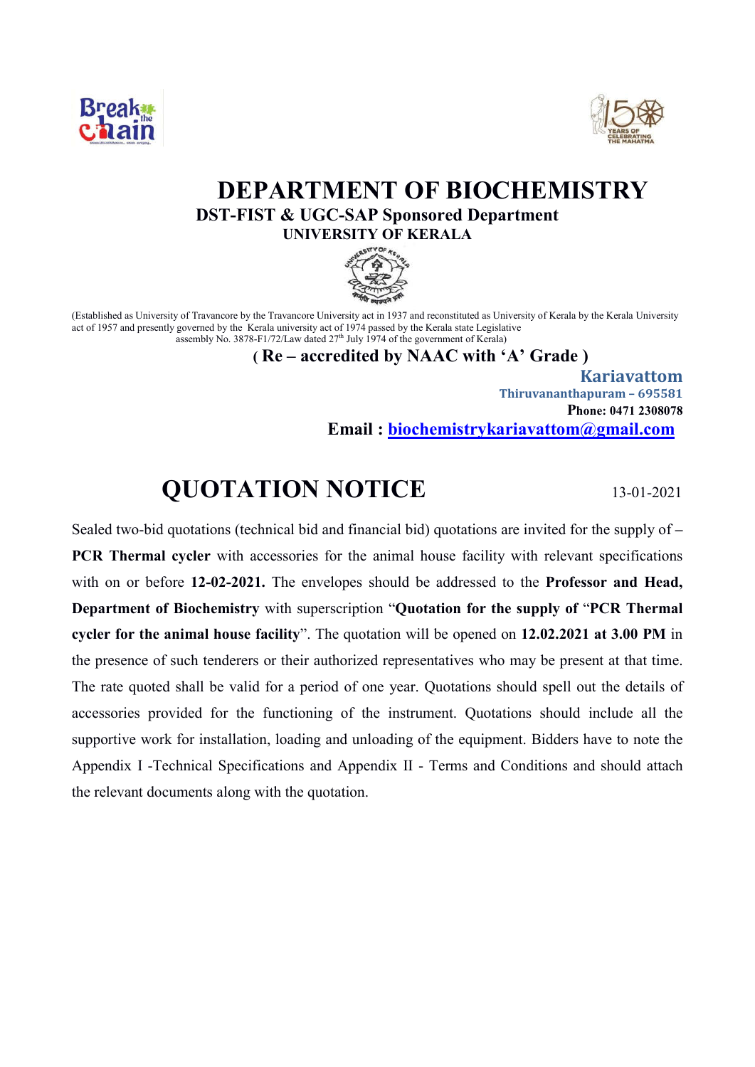# DEPARTMENT OF BIOCHEMISTRY

**DST-FIST & UGC-SAP Sponsored Department**

**UNIVERSITY OF KERALA**

(Established as University of Travancore by the Travancore University act in 1937 and reconstituted as University of Kerala by the Kerala University act of 1957 and presently governed by the Kerala university act of 1974 passed by the Kerala state Legislative assembly No. 3878-F1/72/Law dated 27th July 1974 of the government of Kerala)

**( Re – accredited by NAAC with 'A' Grade )**

**Kariavattom**

**Thiruvananthapuram – 695581**

**Phone: 0471 2308078**

**Email : biochemistrykariavattom@gmail.com**

## QUOTATION NOTICE

13-01-2021

Sealed two-bid quotations (technical bid and financial bid) quotations are invited for the supply of **– PCR Thermal cycler** with accessories for the animal house facility with relevant specifications with on or before **12-02-2021.** The envelopes should be addressed to the **Professor and Head, Department of Biochemistry** with superscription "**Quotation for the supply of** "**PCR Thermal cycler for the animal house facility**". The quotation will be opened on **12.02.2021 at 3.00 PM** in the presence of such tenderers or their authorized representatives who may be present at that time. The rate quoted shall be valid for a period of one year. Quotations should spell out the details of accessories provided for the functioning of the instrument. Quotations should include all the supportive work for installation, loading and unloading of the equipment. Bidders have to note the Appendix I -Technical Specifications and Appendix II - Terms and Conditions and should attach the relevant documents along with the quotation.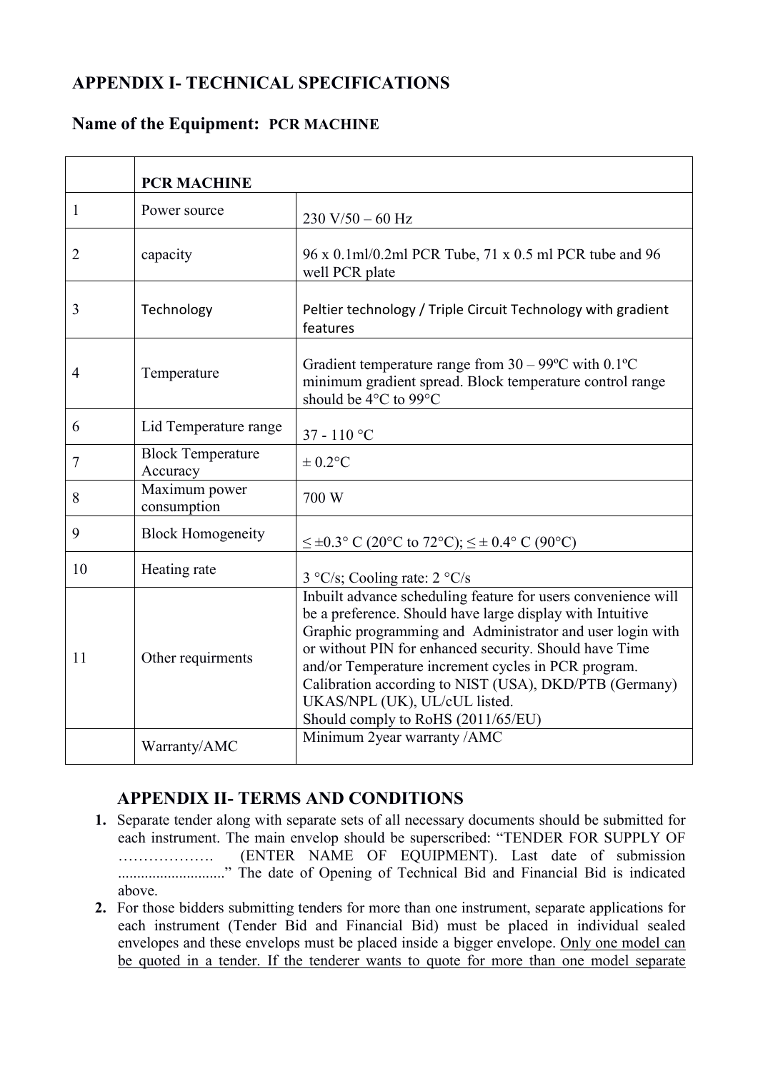## APPENDIX I- TECHNICAL SPECIFICATIONS

## Name of the Equipment: PCR MACHINE

| | PCR MACHINE | |
|---|---|---|
| 1 | Power source | 230 V/50 – 60 Hz |
| 2 | capacity | 96 x 0.1ml/0.2ml PCR Tube, 71 x 0.5 ml PCR tube and 96 well PCR plate |
| 3 | Technology | Peltier technology / Triple Circuit Technology with gradient features |
| 4 | Temperature | Gradient temperature range from 30 – 99ºC with 0.1ºC minimum gradient spread. Block temperature control range should be 4°C to 99°C |
| 6 | Lid Temperature range | 37 - 110 °C |
| 7 | Block Temperature Accuracy | ± 0.2°C |
| 8 | Maximum power consumption | 700 W |
| 9 | Block Homogeneity | ≤ ±0.3° C (20°C to 72°C); ≤ ± 0.4° C (90°C) |
| 10 | Heating rate | 3 °C/s; Cooling rate: 2 °C/s |
| 11 | Other requirments | Inbuilt advance scheduling feature for users convenience will be a preference. Should have large display with Intuitive Graphic programming and Administrator and user login with or without PIN for enhanced security. Should have Time and/or Temperature increment cycles in PCR program. Calibration according to NIST (USA), DKD/PTB (Germany) UKAS/NPL (UK), UL/cUL listed.<br>Should comply to RoHS (2011/65/EU) |
| | Warranty/AMC | Minimum 2year warranty /AMC |

## APPENDIX II- TERMS AND CONDITIONS

1. Separate tender along with separate sets of all necessary documents should be submitted for each instrument. The main envelop should be superscribed: "TENDER FOR SUPPLY OF ………………. (ENTER NAME OF EQUIPMENT). Last date of submission ..........................." The date of Opening of Technical Bid and Financial Bid is indicated above.
2. For those bidders submitting tenders for more than one instrument, separate applications for each instrument (Tender Bid and Financial Bid) must be placed in individual sealed envelopes and these envelops must be placed inside a bigger envelope. <u>Only one model can be quoted in a tender. If the tenderer wants to quote for more than one model separate</u>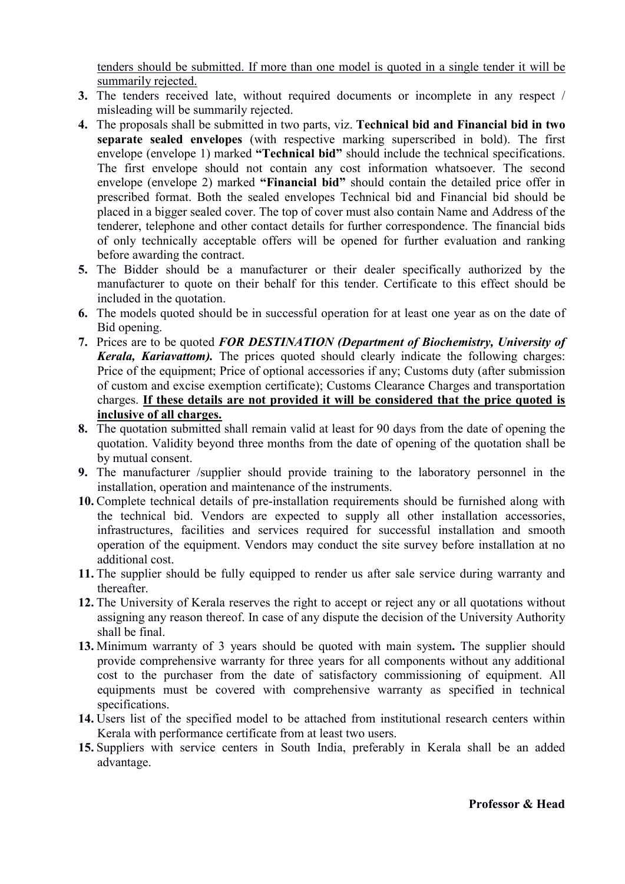tenders should be submitted. If more than one model is quoted in a single tender it will be summarily rejected.

3. The tenders received late, without required documents or incomplete in any respect / misleading will be summarily rejected.
4. The proposals shall be submitted in two parts, viz. **Technical bid and Financial bid in two separate sealed envelopes** (with respective marking superscribed in bold). The first envelope (envelope 1) marked **"Technical bid"** should include the technical specifications. The first envelope should not contain any cost information whatsoever. The second envelope (envelope 2) marked **"Financial bid"** should contain the detailed price offer in prescribed format. Both the sealed envelopes Technical bid and Financial bid should be placed in a bigger sealed cover. The top of cover must also contain Name and Address of the tenderer, telephone and other contact details for further correspondence. The financial bids of only technically acceptable offers will be opened for further evaluation and ranking before awarding the contract.
5. The Bidder should be a manufacturer or their dealer specifically authorized by the manufacturer to quote on their behalf for this tender. Certificate to this effect should be included in the quotation.
6. The models quoted should be in successful operation for at least one year as on the date of Bid opening.
7. Prices are to be quoted ***FOR DESTINATION (Department of Biochemistry, University of Kerala, Kariavattom).*** The prices quoted should clearly indicate the following charges: Price of the equipment; Price of optional accessories if any; Customs duty (after submission of custom and excise exemption certificate); Customs Clearance Charges and transportation charges. **If these details are not provided it will be considered that the price quoted is inclusive of all charges.**
8. The quotation submitted shall remain valid at least for 90 days from the date of opening the quotation. Validity beyond three months from the date of opening of the quotation shall be by mutual consent.
9. The manufacturer /supplier should provide training to the laboratory personnel in the installation, operation and maintenance of the instruments.
10. Complete technical details of pre-installation requirements should be furnished along with the technical bid. Vendors are expected to supply all other installation accessories, infrastructures, facilities and services required for successful installation and smooth operation of the equipment. Vendors may conduct the site survey before installation at no additional cost.
11. The supplier should be fully equipped to render us after sale service during warranty and thereafter.
12. The University of Kerala reserves the right to accept or reject any or all quotations without assigning any reason thereof. In case of any dispute the decision of the University Authority shall be final.
13. Minimum warranty of 3 years should be quoted with main system**.** The supplier should provide comprehensive warranty for three years for all components without any additional cost to the purchaser from the date of satisfactory commissioning of equipment. All equipments must be covered with comprehensive warranty as specified in technical specifications.
14. Users list of the specified model to be attached from institutional research centers within Kerala with performance certificate from at least two users.
15. Suppliers with service centers in South India, preferably in Kerala shall be an added advantage.

**Professor & Head**